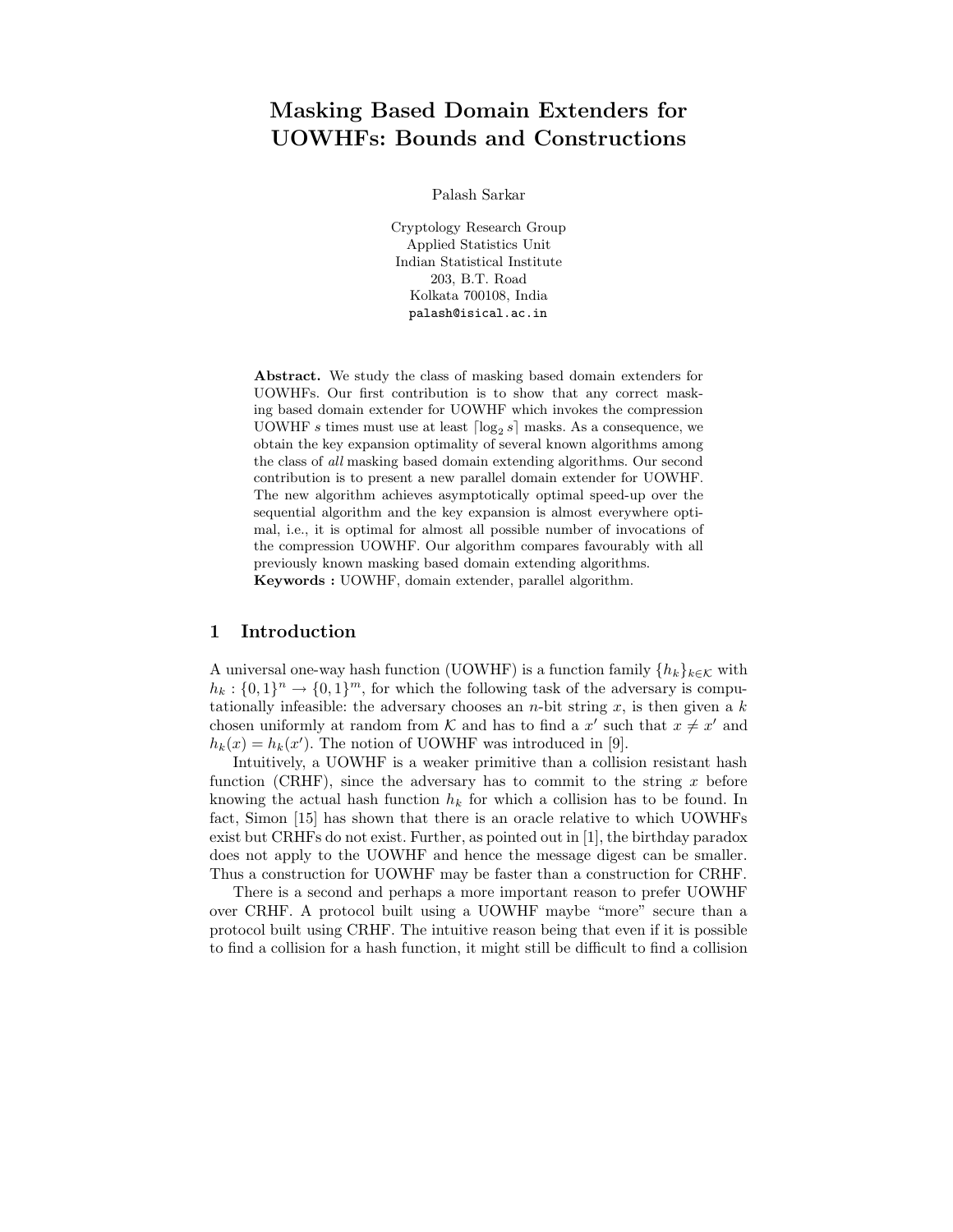# Masking Based Domain Extenders for UOWHFs: Bounds and Constructions

Palash Sarkar

Cryptology Research Group
Applied Statistics Unit
Indian Statistical Institute
203, B.T. Road
Kolkata 700108, India
palash@isical.ac.in

**Abstract.** We study the class of masking based domain extenders for UOWHFs. Our first contribution is to show that any correct masking based domain extender for UOWHF which invokes the compression UOWHF $s$ times must use at least $\lceil \log_2 s \rceil$ masks. As a consequence, we obtain the key expansion optimality of several known algorithms among the class of *all* masking based domain extending algorithms. Our second contribution is to present a new parallel domain extender for UOWHF. The new algorithm achieves asymptotically optimal speed-up over the sequential algorithm and the key expansion is almost everywhere optimal, i.e., it is optimal for almost all possible number of invocations of the compression UOWHF. Our algorithm compares favourably with all previously known masking based domain extending algorithms.
**Keywords :** UOWHF, domain extender, parallel algorithm.

## 1 Introduction

A universal one-way hash function (UOWHF) is a function family $\{h_k\}_{k\in\mathcal{K}}$ with $h_k : \{0,1\}^n \rightarrow \{0,1\}^m$, for which the following task of the adversary is computationally infeasible: the adversary chooses an $n$-bit string $x$, is then given a $k$ chosen uniformly at random from $\mathcal{K}$ and has to find a $x'$ such that $x \neq x'$ and $h_k(x) = h_k(x')$. The notion of UOWHF was introduced in [9].

Intuitively, a UOWHF is a weaker primitive than a collision resistant hash function (CRHF), since the adversary has to commit to the string $x$ before knowing the actual hash function $h_k$ for which a collision has to be found. In fact, Simon [15] has shown that there is an oracle relative to which UOWHFs exist but CRHFs do not exist. Further, as pointed out in [1], the birthday paradox does not apply to the UOWHF and hence the message digest can be smaller. Thus a construction for UOWHF may be faster than a construction for CRHF.

There is a second and perhaps a more important reason to prefer UOWHF over CRHF. A protocol built using a UOWHF maybe "more" secure than a protocol built using CRHF. The intuitive reason being that even if it is possible to find a collision for a hash function, it might still be difficult to find a collision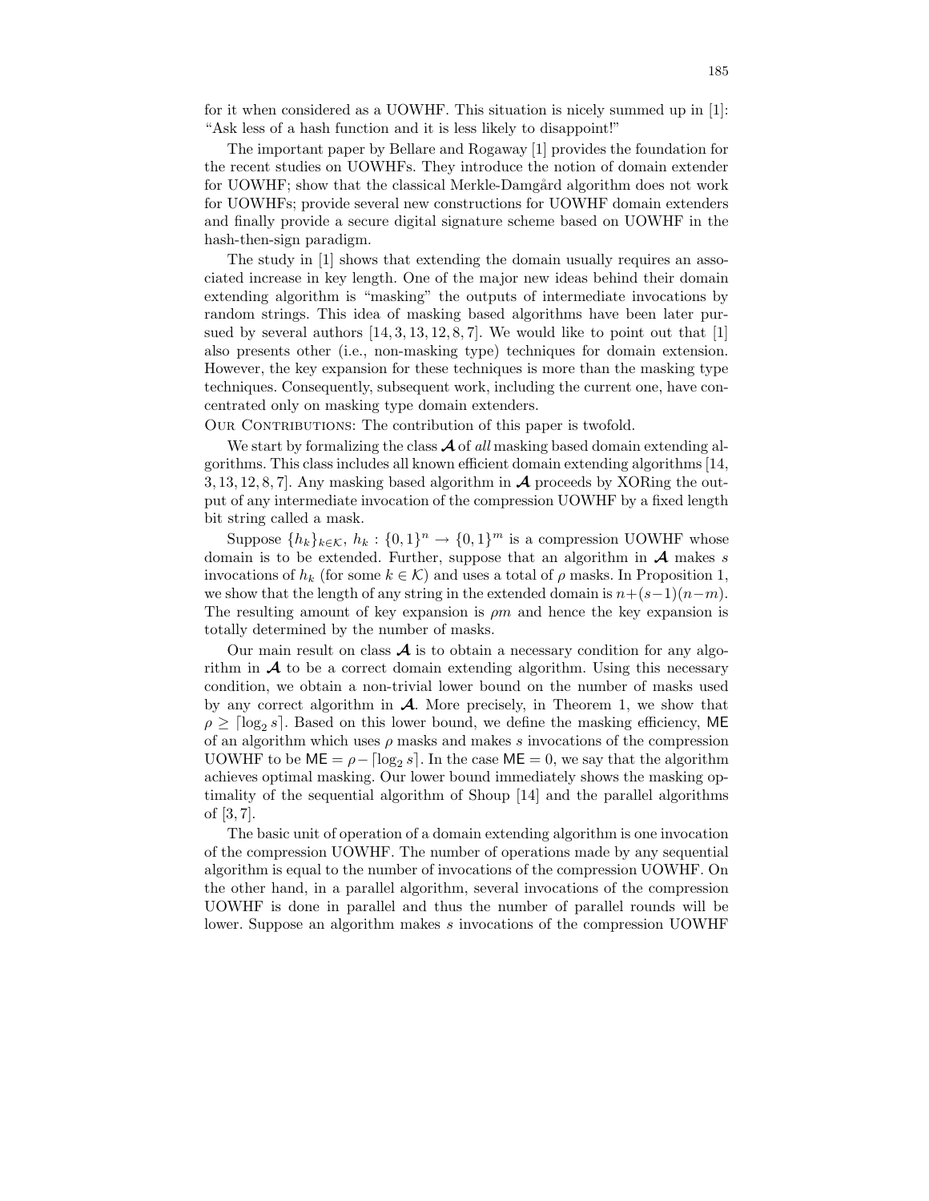for it when considered as a UOWHF. This situation is nicely summed up in [1]: "Ask less of a hash function and it is less likely to disappoint!"

The important paper by Bellare and Rogaway [1] provides the foundation for the recent studies on UOWHFs. They introduce the notion of domain extender for UOWHF; show that the classical Merkle-Damgård algorithm does not work for UOWHFs; provide several new constructions for UOWHF domain extenders and finally provide a secure digital signature scheme based on UOWHF in the hash-then-sign paradigm.

The study in [1] shows that extending the domain usually requires an associated increase in key length. One of the major new ideas behind their domain extending algorithm is "masking" the outputs of intermediate invocations by random strings. This idea of masking based algorithms have been later pursued by several authors [14, 3, 13, 12, 8, 7]. We would like to point out that [1] also presents other (i.e., non-masking type) techniques for domain extension. However, the key expansion for these techniques is more than the masking type techniques. Consequently, subsequent work, including the current one, have concentrated only on masking type domain extenders.

Our Contributions: The contribution of this paper is twofold.

We start by formalizing the class $\boldsymbol{\mathcal{A}}$ of *all* masking based domain extending algorithms. This class includes all known efficient domain extending algorithms [14, 3, 13, 12, 8, 7]. Any masking based algorithm in $\boldsymbol{\mathcal{A}}$ proceeds by XORing the output of any intermediate invocation of the compression UOWHF by a fixed length bit string called a mask.

Suppose $\{h_k\}_{k \in \mathcal{K}}$, $h_k : \{0,1\}^n \rightarrow \{0,1\}^m$ is a compression UOWHF whose domain is to be extended. Further, suppose that an algorithm in $\boldsymbol{\mathcal{A}}$ makes $s$ invocations of $h_k$ (for some $k \in \mathcal{K}$) and uses a total of $\rho$ masks. In Proposition 1, we show that the length of any string in the extended domain is $n+(s-1)(n-m)$. The resulting amount of key expansion is $\rho m$ and hence the key expansion is totally determined by the number of masks.

Our main result on class $\boldsymbol{\mathcal{A}}$ is to obtain a necessary condition for any algorithm in $\boldsymbol{\mathcal{A}}$ to be a correct domain extending algorithm. Using this necessary condition, we obtain a non-trivial lower bound on the number of masks used by any correct algorithm in $\boldsymbol{\mathcal{A}}$. More precisely, in Theorem 1, we show that $\rho \geq \lceil \log_2 s \rceil$. Based on this lower bound, we define the masking efficiency, $\mathsf{ME}$ of an algorithm which uses $\rho$ masks and makes $s$ invocations of the compression UOWHF to be $\mathsf{ME} = \rho - \lceil \log_2 s \rceil$. In the case $\mathsf{ME} = 0$, we say that the algorithm achieves optimal masking. Our lower bound immediately shows the masking optimality of the sequential algorithm of Shoup [14] and the parallel algorithms of [3, 7].

The basic unit of operation of a domain extending algorithm is one invocation of the compression UOWHF. The number of operations made by any sequential algorithm is equal to the number of invocations of the compression UOWHF. On the other hand, in a parallel algorithm, several invocations of the compression UOWHF is done in parallel and thus the number of parallel rounds will be lower. Suppose an algorithm makes $s$ invocations of the compression UOWHF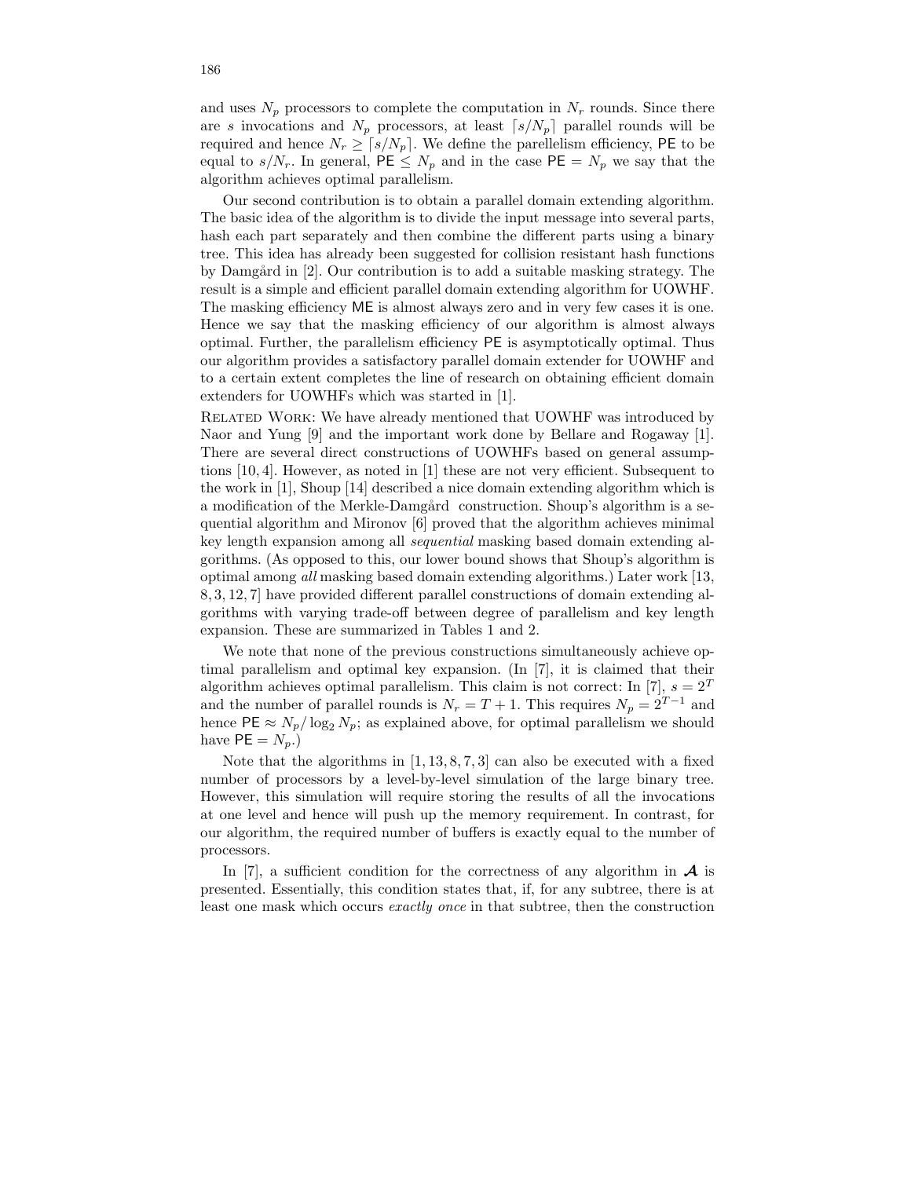and uses $N_p$ processors to complete the computation in $N_r$ rounds. Since there are $s$ invocations and $N_p$ processors, at least $\lceil s/N_p \rceil$ parallel rounds will be required and hence $N_r \geq \lceil s/N_p \rceil$. We define the parellelism efficiency, $\mathsf{PE}$ to be equal to $s/N_r$. In general, $\mathsf{PE} \leq N_p$ and in the case $\mathsf{PE} = N_p$ we say that the algorithm achieves optimal parallelism.

Our second contribution is to obtain a parallel domain extending algorithm. The basic idea of the algorithm is to divide the input message into several parts, hash each part separately and then combine the different parts using a binary tree. This idea has already been suggested for collision resistant hash functions by Damgård in [2]. Our contribution is to add a suitable masking strategy. The result is a simple and efficient parallel domain extending algorithm for UOWHF. The masking efficiency $\mathsf{ME}$ is almost always zero and in very few cases it is one. Hence we say that the masking efficiency of our algorithm is almost always optimal. Further, the parallelism efficiency $\mathsf{PE}$ is asymptotically optimal. Thus our algorithm provides a satisfactory parallel domain extender for UOWHF and to a certain extent completes the line of research on obtaining efficient domain extenders for UOWHFs which was started in [1].

Related Work: We have already mentioned that UOWHF was introduced by Naor and Yung [9] and the important work done by Bellare and Rogaway [1]. There are several direct constructions of UOWHFs based on general assumptions [10, 4]. However, as noted in [1] these are not very efficient. Subsequent to the work in [1], Shoup [14] described a nice domain extending algorithm which is a modification of the Merkle-Damgård construction. Shoup's algorithm is a sequential algorithm and Mironov [6] proved that the algorithm achieves minimal key length expansion among all *sequential* masking based domain extending algorithms. (As opposed to this, our lower bound shows that Shoup's algorithm is optimal among *all* masking based domain extending algorithms.) Later work [13, 8, 3, 12, 7] have provided different parallel constructions of domain extending algorithms with varying trade-off between degree of parallelism and key length expansion. These are summarized in Tables 1 and 2.

We note that none of the previous constructions simultaneously achieve optimal parallelism and optimal key expansion. (In [7], it is claimed that their algorithm achieves optimal parallelism. This claim is not correct: In [7], $s = 2^T$ and the number of parallel rounds is $N_r = T + 1$. This requires $N_p = 2^{T-1}$ and hence $\mathsf{PE} \approx N_p / \log_2 N_p$; as explained above, for optimal parallelism we should have $\mathsf{PE} = N_p$.)

Note that the algorithms in [1, 13, 8, 7, 3] can also be executed with a fixed number of processors by a level-by-level simulation of the large binary tree. However, this simulation will require storing the results of all the invocations at one level and hence will push up the memory requirement. In contrast, for our algorithm, the required number of buffers is exactly equal to the number of processors.

In [7], a sufficient condition for the correctness of any algorithm in $\boldsymbol{\mathcal{A}}$ is presented. Essentially, this condition states that, if, for any subtree, there is at least one mask which occurs *exactly once* in that subtree, then the construction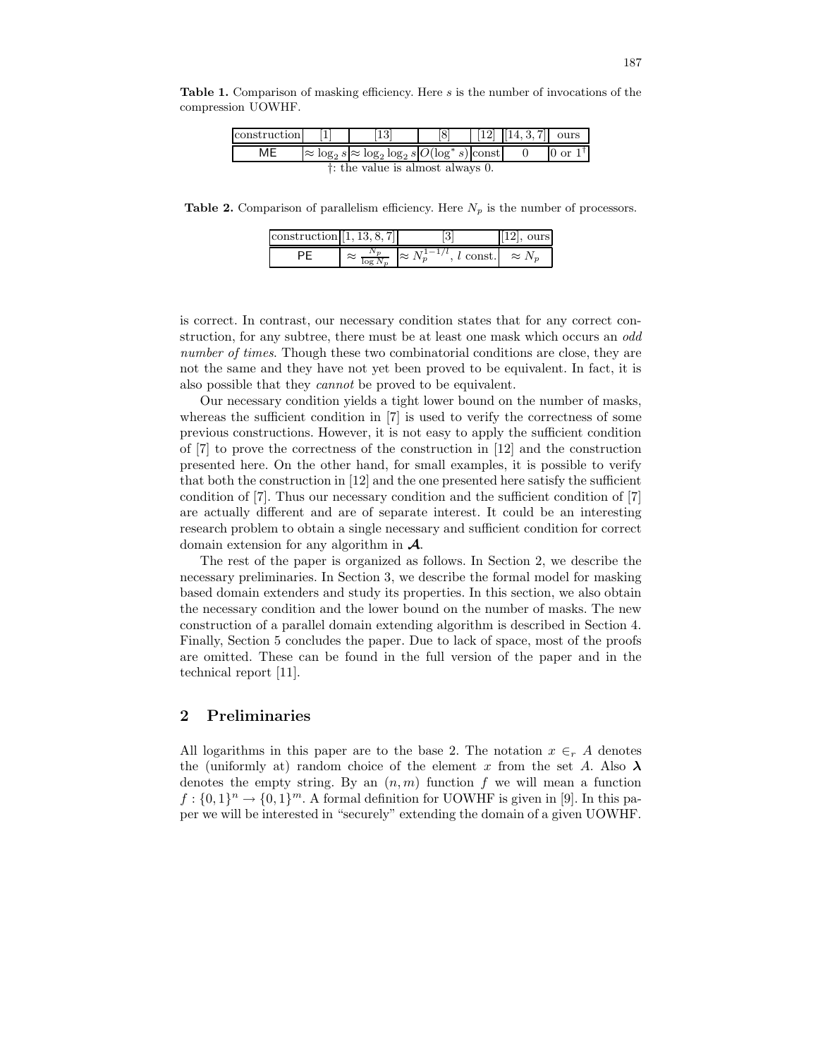**Table 1.** Comparison of masking efficiency. Here $s$ is the number of invocations of the compression UOWHF.

| construction | [1] | [13] | [8] | [12] | [14, 3, 7] | ours |
|---|---|---|---|---|---|---|
| ME | $\approx \log_2 s$ | $\approx \log_2 \log_2 s$ | $O(\log^* s)$ | const | 0 | 0 or 1[†] |

†: the value is almost always 0.

**Table 2.** Comparison of parallelism efficiency. Here $N_p$ is the number of processors.

| construction | [1, 13, 8, 7] | [3] | [12], ours |
|---|---|---|---|
| PE | $\approx \frac{N_p}{\log N_p}$ | $\approx N_p^{1-1/l}$, $l$ const. | $\approx N_p$ |

is correct. In contrast, our necessary condition states that for any correct construction, for any subtree, there must be at least one mask which occurs an *odd number of times*. Though these two combinatorial conditions are close, they are not the same and they have not yet been proved to be equivalent. In fact, it is also possible that they *cannot* be proved to be equivalent.

Our necessary condition yields a tight lower bound on the number of masks, whereas the sufficient condition in [7] is used to verify the correctness of some previous constructions. However, it is not easy to apply the sufficient condition of [7] to prove the correctness of the construction in [12] and the construction presented here. On the other hand, for small examples, it is possible to verify that both the construction in [12] and the one presented here satisfy the sufficient condition of [7]. Thus our necessary condition and the sufficient condition of [7] are actually different and are of separate interest. It could be an interesting research problem to obtain a single necessary and sufficient condition for correct domain extension for any algorithm in $\boldsymbol{\mathcal{A}}$.

The rest of the paper is organized as follows. In Section 2, we describe the necessary preliminaries. In Section 3, we describe the formal model for masking based domain extenders and study its properties. In this section, we also obtain the necessary condition and the lower bound on the number of masks. The new construction of a parallel domain extending algorithm is described in Section 4. Finally, Section 5 concludes the paper. Due to lack of space, most of the proofs are omitted. These can be found in the full version of the paper and in the technical report [11].

## 2 Preliminaries

All logarithms in this paper are to the base 2. The notation $x \in_r A$ denotes the (uniformly at) random choice of the element $x$ from the set $A$. Also $\boldsymbol{\lambda}$ denotes the empty string. By an $(n, m)$ function $f$ we will mean a function $f : \{0,1\}^n \to \{0,1\}^m$. A formal definition for UOWHF is given in [9]. In this paper we will be interested in "securely" extending the domain of a given UOWHF.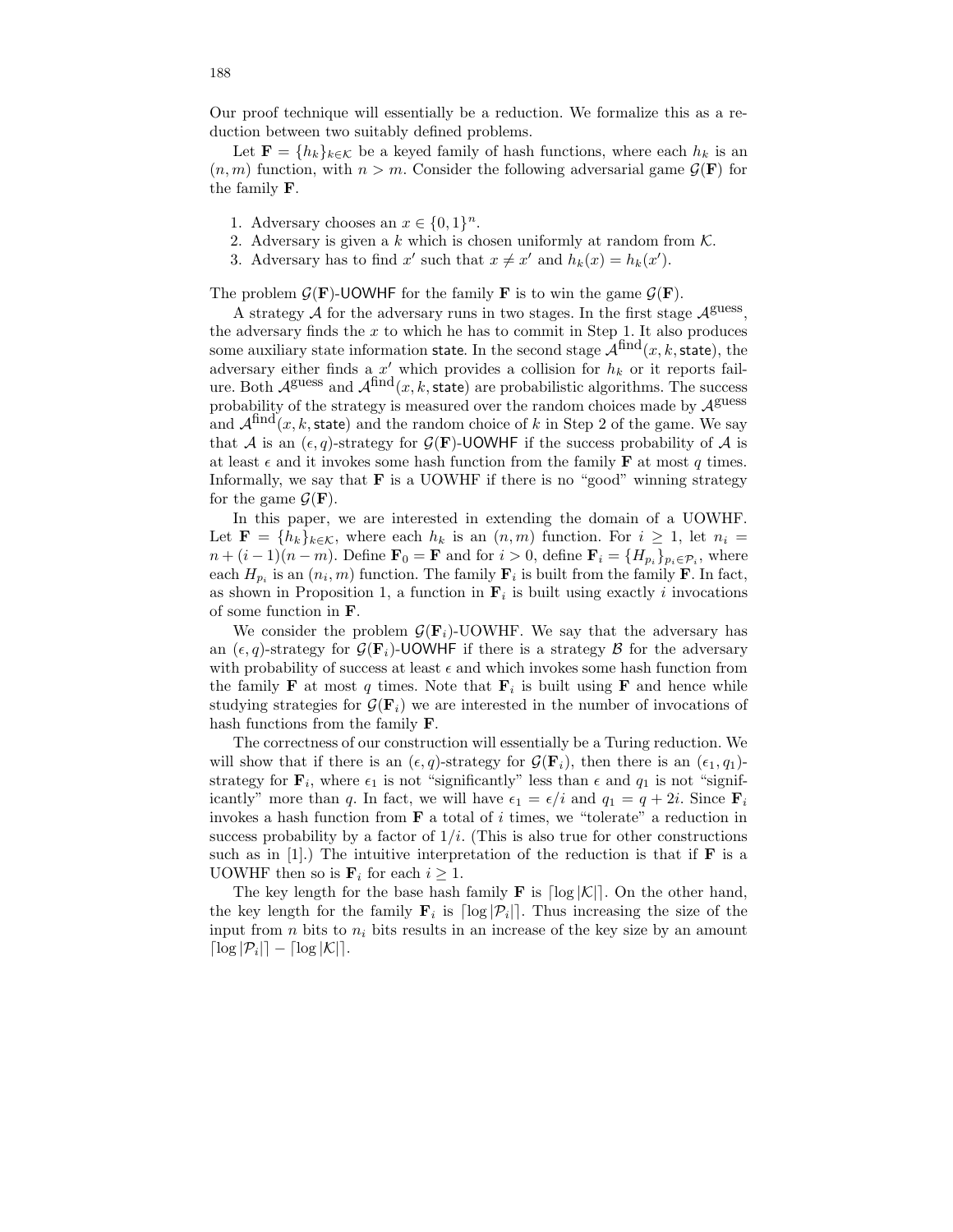Our proof technique will essentially be a reduction. We formalize this as a reduction between two suitably defined problems.

Let $\mathbf{F} = \{h_k\}_{k \in \mathcal{K}}$ be a keyed family of hash functions, where each $h_k$ is an $(n, m)$ function, with $n > m$. Consider the following adversarial game $\mathcal{G}(\mathbf{F})$ for the family $\mathbf{F}$.

1. Adversary chooses an $x \in \{0,1\}^n$.
2. Adversary is given a $k$ which is chosen uniformly at random from $\mathcal{K}$.
3. Adversary has to find $x'$ such that $x \neq x'$ and $h_k(x) = h_k(x')$.

The problem $\mathcal{G}(\mathbf{F})$-$\mathsf{UOWHF}$ for the family $\mathbf{F}$ is to win the game $\mathcal{G}(\mathbf{F})$.

A strategy $\mathcal{A}$ for the adversary runs in two stages. In the first stage $\mathcal{A}^{\text{guess}}$, the adversary finds the $x$ to which he has to commit in Step 1. It also produces some auxiliary state information $\mathsf{state}$. In the second stage $\mathcal{A}^{\text{find}}(x, k, \mathsf{state})$, the adversary either finds a $x'$ which provides a collision for $h_k$ or it reports failure. Both $\mathcal{A}^{\text{guess}}$ and $\mathcal{A}^{\text{find}}(x, k, \mathsf{state})$ are probabilistic algorithms. The success probability of the strategy is measured over the random choices made by $\mathcal{A}^{\text{guess}}$ and $\mathcal{A}^{\text{find}}(x, k, \mathsf{state})$ and the random choice of $k$ in Step 2 of the game. We say that $\mathcal{A}$ is an $(\epsilon, q)$-strategy for $\mathcal{G}(\mathbf{F})$-$\mathsf{UOWHF}$ if the success probability of $\mathcal{A}$ is at least $\epsilon$ and it invokes some hash function from the family $\mathbf{F}$ at most $q$ times. Informally, we say that $\mathbf{F}$ is a UOWHF if there is no "good" winning strategy for the game $\mathcal{G}(\mathbf{F})$.

In this paper, we are interested in extending the domain of a UOWHF. Let $\mathbf{F} = \{h_k\}_{k \in \mathcal{K}}$, where each $h_k$ is an $(n, m)$ function. For $i \geq 1$, let $n_i = n + (i-1)(n-m)$. Define $\mathbf{F}_0 = \mathbf{F}$ and for $i > 0$, define $\mathbf{F}_i = \{H_{p_i}\}_{p_i \in \mathcal{P}_i}$, where each $H_{p_i}$ is an $(n_i, m)$ function. The family $\mathbf{F}_i$ is built from the family $\mathbf{F}$. In fact, as shown in Proposition 1, a function in $\mathbf{F}_i$ is built using exactly $i$ invocations of some function in $\mathbf{F}$.

We consider the problem $\mathcal{G}(\mathbf{F}_i)$-$\mathsf{UOWHF}$. We say that the adversary has an $(\epsilon, q)$-strategy for $\mathcal{G}(\mathbf{F}_i)$-$\mathsf{UOWHF}$ if there is a strategy $\mathcal{B}$ for the adversary with probability of success at least $\epsilon$ and which invokes some hash function from the family $\mathbf{F}$ at most $q$ times. Note that $\mathbf{F}_i$ is built using $\mathbf{F}$ and hence while studying strategies for $\mathcal{G}(\mathbf{F}_i)$ we are interested in the number of invocations of hash functions from the family $\mathbf{F}$.

The correctness of our construction will essentially be a Turing reduction. We will show that if there is an $(\epsilon, q)$-strategy for $\mathcal{G}(\mathbf{F}_i)$, then there is an $(\epsilon_1, q_1)$-strategy for $\mathbf{F}_i$, where $\epsilon_1$ is not "significantly" less than $\epsilon$ and $q_1$ is not "significantly" more than $q$. In fact, we will have $\epsilon_1 = \epsilon/i$ and $q_1 = q + 2i$. Since $\mathbf{F}_i$ invokes a hash function from $\mathbf{F}$ a total of $i$ times, we "tolerate" a reduction in success probability by a factor of $1/i$. (This is also true for other constructions such as in [1].) The intuitive interpretation of the reduction is that if $\mathbf{F}$ is a UOWHF then so is $\mathbf{F}_i$ for each $i \geq 1$.

The key length for the base hash family $\mathbf{F}$ is $\lceil \log |\mathcal{K}| \rceil$. On the other hand, the key length for the family $\mathbf{F}_i$ is $\lceil \log |\mathcal{P}_i| \rceil$. Thus increasing the size of the input from $n$ bits to $n_i$ bits results in an increase of the key size by an amount $\lceil \log |\mathcal{P}_i| \rceil - \lceil \log |\mathcal{K}| \rceil$.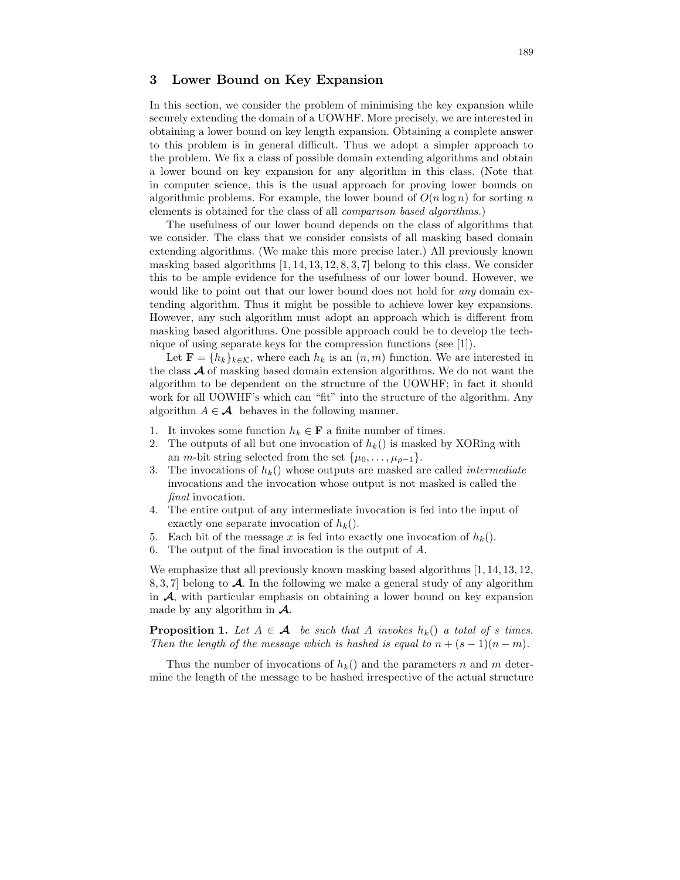## 3 Lower Bound on Key Expansion

In this section, we consider the problem of minimising the key expansion while securely extending the domain of a UOWHF. More precisely, we are interested in obtaining a lower bound on key length expansion. Obtaining a complete answer to this problem is in general difficult. Thus we adopt a simpler approach to the problem. We fix a class of possible domain extending algorithms and obtain a lower bound on key expansion for any algorithm in this class. (Note that in computer science, this is the usual approach for proving lower bounds on algorithmic problems. For example, the lower bound of $O(n \log n)$ for sorting $n$ elements is obtained for the class of all *comparison based algorithms.*)

The usefulness of our lower bound depends on the class of algorithms that we consider. The class that we consider consists of all masking based domain extending algorithms. (We make this more precise later.) All previously known masking based algorithms [1, 14, 13, 12, 8, 3, 7] belong to this class. We consider this to be ample evidence for the usefulness of our lower bound. However, we would like to point out that our lower bound does not hold for *any* domain extending algorithm. Thus it might be possible to achieve lower key expansions. However, any such algorithm must adopt an approach which is different from masking based algorithms. One possible approach could be to develop the technique of using separate keys for the compression functions (see [1]).

Let $\mathbf{F} = \{h_k\}_{k \in \mathcal{K}}$, where each $h_k$ is an $(n, m)$ function. We are interested in the class $\boldsymbol{\mathcal{A}}$ of masking based domain extension algorithms. We do not want the algorithm to be dependent on the structure of the UOWHF; in fact it should work for all UOWHF's which can "fit" into the structure of the algorithm. Any algorithm $A \in \boldsymbol{\mathcal{A}}$ behaves in the following manner.

1. It invokes some function $h_k \in \mathbf{F}$ a finite number of times.
2. The outputs of all but one invocation of $h_k()$ is masked by XORing with an $m$-bit string selected from the set $\{\mu_0, \ldots, \mu_{\rho-1}\}$.
3. The invocations of $h_k()$ whose outputs are masked are called *intermediate* invocations and the invocation whose output is not masked is called the *final* invocation.
4. The entire output of any intermediate invocation is fed into the input of exactly one separate invocation of $h_k()$.
5. Each bit of the message $x$ is fed into exactly one invocation of $h_k()$.
6. The output of the final invocation is the output of $A$.

We emphasize that all previously known masking based algorithms [1, 14, 13, 12, 8, 3, 7] belong to $\boldsymbol{\mathcal{A}}$. In the following we make a general study of any algorithm in $\boldsymbol{\mathcal{A}}$, with particular emphasis on obtaining a lower bound on key expansion made by any algorithm in $\boldsymbol{\mathcal{A}}$.

**Proposition 1.** *Let $A \in \boldsymbol{\mathcal{A}}$ be such that $A$ invokes $h_k()$ a total of $s$ times. Then the length of the message which is hashed is equal to $n + (s-1)(n-m)$.*

Thus the number of invocations of $h_k()$ and the parameters $n$ and $m$ determine the length of the message to be hashed irrespective of the actual structure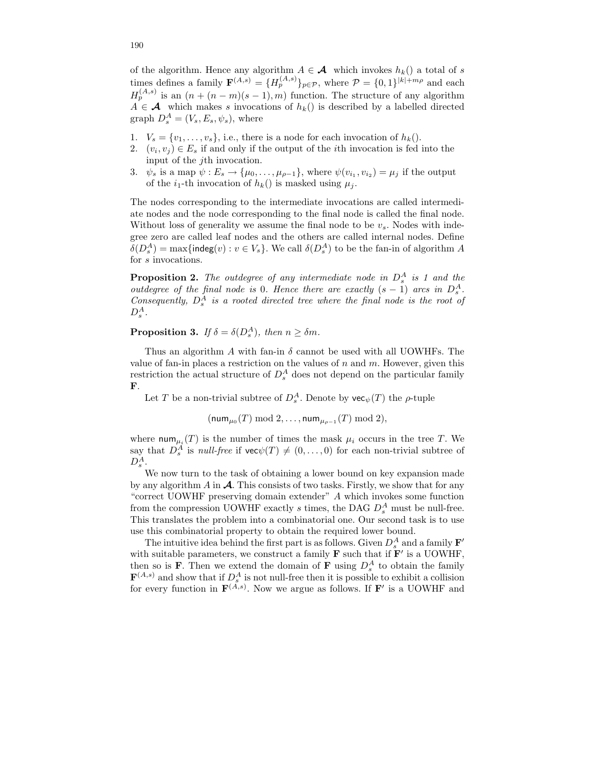of the algorithm. Hence any algorithm $A \in \boldsymbol{\mathcal{A}}$ which invokes $h_k()$ a total of $s$ times defines a family $\mathbf{F}^{(A,s)} = \{H_p^{(A,s)}\}_{p \in \mathcal{P}}$, where $\mathcal{P} = \{0,1\}^{|k|+m\rho}$ and each $H_p^{(A,s)}$ is an $(n + (n-m)(s-1), m)$ function. The structure of any algorithm $A \in \boldsymbol{\mathcal{A}}$ which makes $s$ invocations of $h_k()$ is described by a labelled directed graph $D_s^A = (V_s, E_s, \psi_s)$, where

1. $V_s = \{v_1, \ldots, v_s\}$, i.e., there is a node for each invocation of $h_k()$.
2. $(v_i, v_j) \in E_s$ if and only if the output of the $i$th invocation is fed into the input of the $j$th invocation.
3. $\psi_s$ is a map $\psi : E_s \to \{\mu_0, \ldots, \mu_{\rho-1}\}$, where $\psi(v_{i_1}, v_{i_2}) = \mu_j$ if the output of the $i_1$-th invocation of $h_k()$ is masked using $\mu_j$.

The nodes corresponding to the intermediate invocations are called intermediate nodes and the node corresponding to the final node is called the final node. Without loss of generality we assume the final node to be $v_s$. Nodes with indegree zero are called leaf nodes and the others are called internal nodes. Define $\delta(D_s^A) = \max\{\mathsf{indeg}(v) : v \in V_s\}$. We call $\delta(D_s^A)$ to be the fan-in of algorithm $A$ for $s$ invocations.

**Proposition 2.** *The outdegree of any intermediate node in $D_s^A$ is 1 and the outdegree of the final node is 0. Hence there are exactly $(s-1)$ arcs in $D_s^A$. Consequently, $D_s^A$ is a rooted directed tree where the final node is the root of $D_s^A$.*

**Proposition 3.** *If $\delta = \delta(D_s^A)$, then $n \geq \delta m$.*

Thus an algorithm $A$ with fan-in $\delta$ cannot be used with all UOWHFs. The value of fan-in places a restriction on the values of $n$ and $m$. However, given this restriction the actual structure of $D_s^A$ does not depend on the particular family $\mathbf{F}$.

Let $T$ be a non-trivial subtree of $D_s^A$. Denote by $\mathsf{vec}_\psi(T)$ the $\rho$-tuple

$$(\mathsf{num}_{\mu_0}(T) \bmod 2, \ldots, \mathsf{num}_{\mu_{\rho-1}}(T) \bmod 2),$$

where $\mathsf{num}_{\mu_i}(T)$ is the number of times the mask $\mu_i$ occurs in the tree $T$. We say that $D_s^A$ is *null-free* if $\mathsf{vec}\psi(T) \neq (0, \ldots, 0)$ for each non-trivial subtree of $D_s^A$.

We now turn to the task of obtaining a lower bound on key expansion made by any algorithm $A$ in $\boldsymbol{\mathcal{A}}$. This consists of two tasks. Firstly, we show that for any "correct UOWHF preserving domain extender" $A$ which invokes some function from the compression UOWHF exactly $s$ times, the DAG $D_s^A$ must be null-free. This translates the problem into a combinatorial one. Our second task is to use use this combinatorial property to obtain the required lower bound.

The intuitive idea behind the first part is as follows. Given $D_s^A$ and a family $\mathbf{F}'$ with suitable parameters, we construct a family $\mathbf{F}$ such that if $\mathbf{F}'$ is a UOWHF, then so is $\mathbf{F}$. Then we extend the domain of $\mathbf{F}$ using $D_s^A$ to obtain the family $\mathbf{F}^{(A,s)}$ and show that if $D_s^A$ is not null-free then it is possible to exhibit a collision for every function in $\mathbf{F}^{(A,s)}$. Now we argue as follows. If $\mathbf{F}'$ is a UOWHF and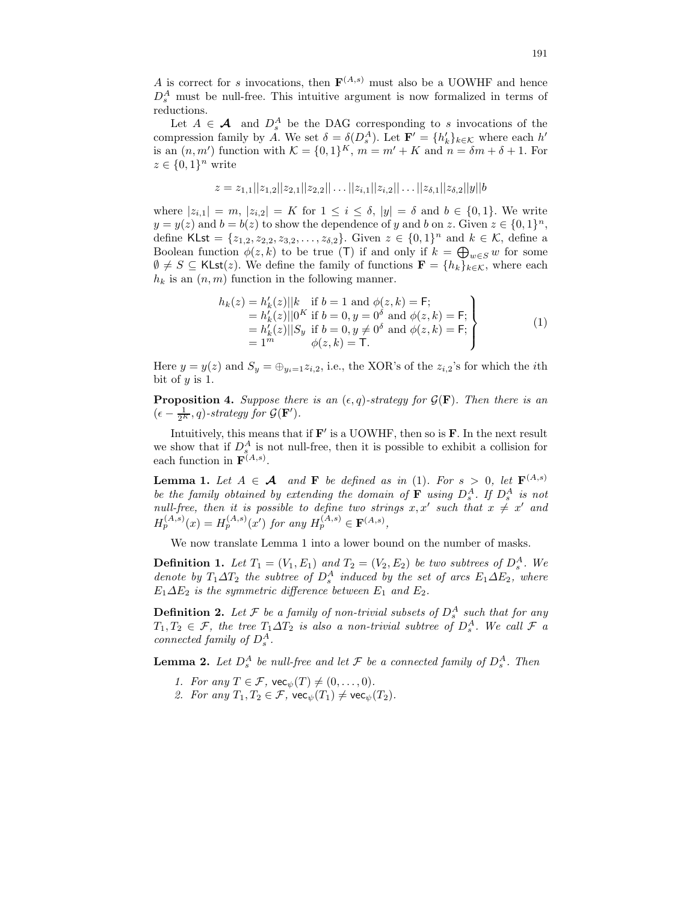$A$ is correct for $s$ invocations, then $\mathbf{F}^{(A,s)}$ must also be a UOWHF and hence $D_s^A$ must be null-free. This intuitive argument is now formalized in terms of reductions.

Let $A \in \boldsymbol{\mathcal{A}}$ and $D_s^A$ be the DAG corresponding to $s$ invocations of the compression family by $A$. We set $\delta = \delta(D_s^A)$. Let $\mathbf{F}' = \{h'_k\}_{k\in\mathcal{K}}$ where each $h'$ is an $(n, m')$ function with $\mathcal{K} = \{0,1\}^K$, $m = m' + K$ and $n = \delta m + \delta + 1$. For $z \in \{0,1\}^n$ write

$$z = z_{1,1}||z_{1,2}||z_{2,1}||z_{2,2}||\ldots||z_{i,1}||z_{i,2}||\ldots||z_{\delta,1}||z_{\delta,2}||y||b$$

where $|z_{i,1}| = m$, $|z_{i,2}| = K$ for $1 \leq i \leq \delta$, $|y| = \delta$ and $b \in \{0,1\}$. We write $y = y(z)$ and $b = b(z)$ to show the dependence of $y$ and $b$ on $z$. Given $z \in \{0,1\}^n$, define $\mathsf{KLst} = \{z_{1,2}, z_{2,2}, z_{3,2}, \ldots, z_{\delta,2}\}$. Given $z \in \{0,1\}^n$ and $k \in \mathcal{K}$, define a Boolean function $\phi(z,k)$ to be true (T) if and only if $k = \bigoplus_{w\in S} w$ for some $\emptyset \neq S \subseteq \mathsf{KLst}(z)$. We define the family of functions $\mathbf{F} = \{h_k\}_{k\in\mathcal{K}}$, where each $h_k$ is an $(n, m)$ function in the following manner.

$$\left.\begin{array}{ll} h_k(z) = h'_k(z)||k & \text{if } b = 1 \text{ and } \phi(z,k) = \mathsf{F}; \\ \quad\quad\;\; = h'_k(z)||0^K & \text{if } b = 0, y = 0^\delta \text{ and } \phi(z,k) = \mathsf{F}; \\ \quad\quad\;\; = h'_k(z)||S_y & \text{if } b = 0, y \neq 0^\delta \text{ and } \phi(z,k) = \mathsf{F}; \\ \quad\quad\;\; = 1^m & \phi(z,k) = \mathsf{T}. \end{array}\right\} \tag{1}$$

Here $y = y(z)$ and $S_y = \oplus_{y_i=1} z_{i,2}$, i.e., the XOR's of the $z_{i,2}$'s for which the $i$th bit of $y$ is 1.

**Proposition 4.** *Suppose there is an $(\epsilon, q)$-strategy for $\mathcal{G}(\mathbf{F})$. Then there is an $(\epsilon - \frac{1}{2^K}, q)$-strategy for $\mathcal{G}(\mathbf{F}')$.*

Intuitively, this means that if $\mathbf{F}'$ is a UOWHF, then so is $\mathbf{F}$. In the next result we show that if $D_s^A$ is not null-free, then it is possible to exhibit a collision for each function in $\mathbf{F}^{(A,s)}$.

**Lemma 1.** *Let $A \in \boldsymbol{\mathcal{A}}$ and $\mathbf{F}$ be defined as in (1). For $s > 0$, let $\mathbf{F}^{(A,s)}$ be the family obtained by extending the domain of $\mathbf{F}$ using $D_s^A$. If $D_s^A$ is not null-free, then it is possible to define two strings $x, x'$ such that $x \neq x'$ and $H_p^{(A,s)}(x) = H_p^{(A,s)}(x')$ for any $H_p^{(A,s)} \in \mathbf{F}^{(A,s)}$,*

We now translate Lemma 1 into a lower bound on the number of masks.

**Definition 1.** *Let $T_1 = (V_1, E_1)$ and $T_2 = (V_2, E_2)$ be two subtrees of $D_s^A$. We denote by $T_1 \Delta T_2$ the subtree of $D_s^A$ induced by the set of arcs $E_1 \Delta E_2$, where $E_1 \Delta E_2$ is the symmetric difference between $E_1$ and $E_2$.*

**Definition 2.** *Let $\mathcal{F}$ be a family of non-trivial subsets of $D_s^A$ such that for any $T_1, T_2 \in \mathcal{F}$, the tree $T_1 \Delta T_2$ is also a non-trivial subtree of $D_s^A$. We call $\mathcal{F}$ a connected family of $D_s^A$.*

**Lemma 2.** *Let $D_s^A$ be null-free and let $\mathcal{F}$ be a connected family of $D_s^A$. Then*

1. *For any $T \in \mathcal{F}$, $\mathsf{vec}_\psi(T) \neq (0, \ldots, 0)$.*
2. *For any $T_1, T_2 \in \mathcal{F}$, $\mathsf{vec}_\psi(T_1) \neq \mathsf{vec}_\psi(T_2)$.*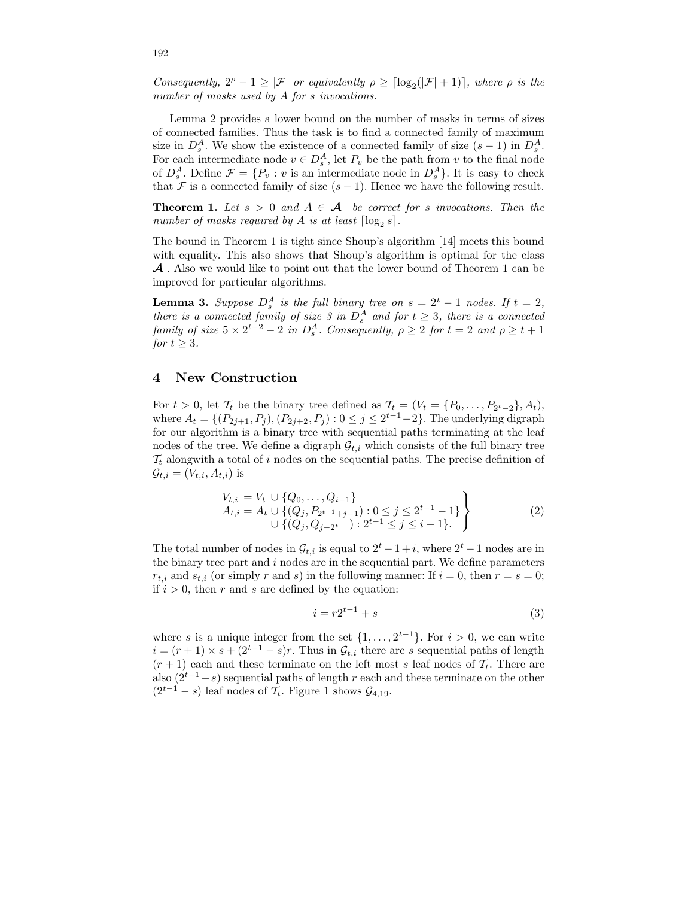*Consequently, $2^\rho - 1 \geq |\mathcal{F}|$ or equivalently $\rho \geq \lceil \log_2(|\mathcal{F}| + 1) \rceil$, where $\rho$ is the number of masks used by $A$ for $s$ invocations.*

Lemma 2 provides a lower bound on the number of masks in terms of sizes of connected families. Thus the task is to find a connected family of maximum size in $D_s^A$. We show the existence of a connected family of size $(s-1)$ in $D_s^A$. For each intermediate node $v \in D_s^A$, let $P_v$ be the path from $v$ to the final node of $D_s^A$. Define $\mathcal{F} = \{P_v : v$ is an intermediate node in $D_s^A\}$. It is easy to check that $\mathcal{F}$ is a connected family of size $(s-1)$. Hence we have the following result.

**Theorem 1.** *Let $s > 0$ and $A \in \boldsymbol{\mathcal{A}}$ be correct for $s$ invocations. Then the number of masks required by $A$ is at least $\lceil \log_2 s \rceil$.*

The bound in Theorem 1 is tight since Shoup's algorithm [14] meets this bound with equality. This also shows that Shoup's algorithm is optimal for the class $\boldsymbol{\mathcal{A}}$. Also we would like to point out that the lower bound of Theorem 1 can be improved for particular algorithms.

**Lemma 3.** *Suppose $D_s^A$ is the full binary tree on $s = 2^t - 1$ nodes. If $t = 2$, there is a connected family of size 3 in $D_s^A$ and for $t \geq 3$, there is a connected family of size $5 \times 2^{t-2} - 2$ in $D_s^A$. Consequently, $\rho \geq 2$ for $t = 2$ and $\rho \geq t + 1$ for $t \geq 3$.*

## 4 New Construction

For $t > 0$, let $\mathcal{T}_t$ be the binary tree defined as $\mathcal{T}_t = (V_t = \{P_0, \ldots, P_{2^t-2}\}, A_t)$, where $A_t = \{(P_{2j+1}, P_j), (P_{2j+2}, P_j) : 0 \leq j \leq 2^{t-1} - 2\}$. The underlying digraph for our algorithm is a binary tree with sequential paths terminating at the leaf nodes of the tree. We define a digraph $\mathcal{G}_{t,i}$ which consists of the full binary tree $\mathcal{T}_t$ alongwith a total of $i$ nodes on the sequential paths. The precise definition of $\mathcal{G}_{t,i} = (V_{t,i}, A_{t,i})$ is

$$\left.\begin{aligned} V_{t,i} &= V_t \cup \{Q_0, \ldots, Q_{i-1}\} \\ A_{t,i} &= A_t \cup \{(Q_j, P_{2^{t-1}+j-1}) : 0 \leq j \leq 2^{t-1} - 1\} \\ &\qquad \cup \{(Q_j, Q_{j-2^{t-1}}) : 2^{t-1} \leq j \leq i - 1\}. \end{aligned}\right\} \tag{2}$$

The total number of nodes in $\mathcal{G}_{t,i}$ is equal to $2^t - 1 + i$, where $2^t - 1$ nodes are in the binary tree part and $i$ nodes are in the sequential part. We define parameters $r_{t,i}$ and $s_{t,i}$ (or simply $r$ and $s$) in the following manner: If $i = 0$, then $r = s = 0$; if $i > 0$, then $r$ and $s$ are defined by the equation:

$$i = r2^{t-1} + s \tag{3}$$

where $s$ is a unique integer from the set $\{1, \ldots, 2^{t-1}\}$. For $i > 0$, we can write $i = (r+1) \times s + (2^{t-1} - s)r$. Thus in $\mathcal{G}_{t,i}$ there are $s$ sequential paths of length $(r+1)$ each and these terminate on the left most $s$ leaf nodes of $\mathcal{T}_t$. There are also $(2^{t-1} - s)$ sequential paths of length $r$ each and these terminate on the other $(2^{t-1} - s)$ leaf nodes of $\mathcal{T}_t$. Figure 1 shows $\mathcal{G}_{4,19}$.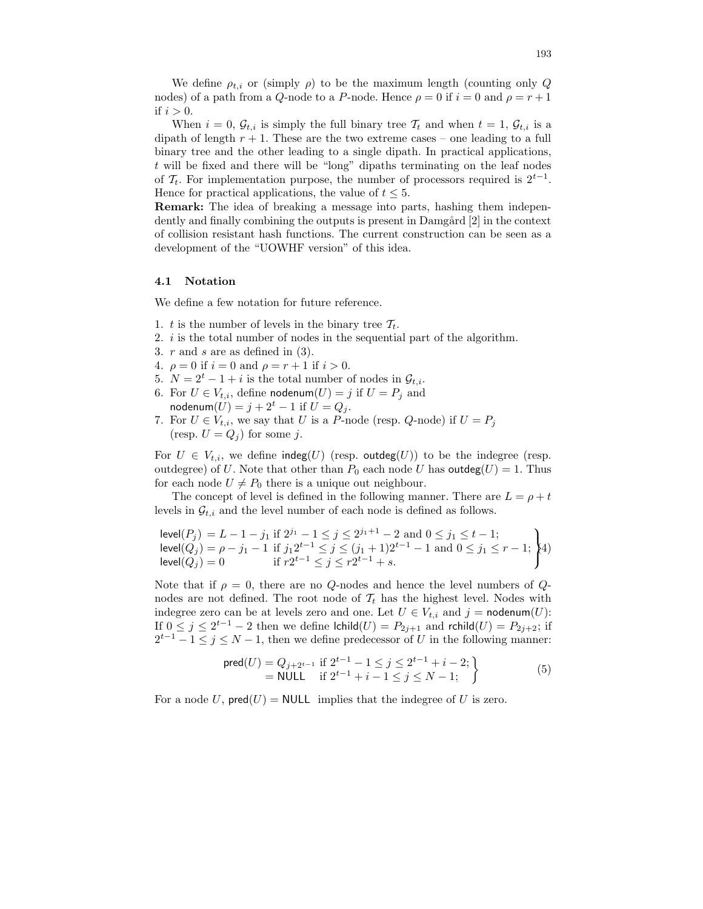We define $\rho_{t,i}$ or (simply $\rho$) to be the maximum length (counting only $Q$ nodes) of a path from a $Q$-node to a $P$-node. Hence $\rho = 0$ if $i = 0$ and $\rho = r + 1$ if $i > 0$.

When $i = 0$, $\mathcal{G}_{t,i}$ is simply the full binary tree $\mathcal{T}_t$ and when $t = 1$, $\mathcal{G}_{t,i}$ is a dipath of length $r + 1$. These are the two extreme cases – one leading to a full binary tree and the other leading to a single dipath. In practical applications, $t$ will be fixed and there will be "long" dipaths terminating on the leaf nodes of $\mathcal{T}_t$. For implementation purpose, the number of processors required is $2^{t-1}$. Hence for practical applications, the value of $t \leq 5$.

**Remark:** The idea of breaking a message into parts, hashing them independently and finally combining the outputs is present in Damgård [2] in the context of collision resistant hash functions. The current construction can be seen as a development of the "UOWHF version" of this idea.

### 4.1 Notation

We define a few notation for future reference.

1. $t$ is the number of levels in the binary tree $\mathcal{T}_t$.
2. $i$ is the total number of nodes in the sequential part of the algorithm.
3. $r$ and $s$ are as defined in (3).
4. $\rho = 0$ if $i = 0$ and $\rho = r + 1$ if $i > 0$.
5. $N = 2^t - 1 + i$ is the total number of nodes in $\mathcal{G}_{t,i}$.
6. For $U \in V_{t,i}$, define $\mathsf{nodenum}(U) = j$ if $U = P_j$ and $\mathsf{nodenum}(U) = j + 2^t - 1$ if $U = Q_j$.
7. For $U \in V_{t,i}$, we say that $U$ is a $P$-node (resp. $Q$-node) if $U = P_j$ (resp. $U = Q_j$) for some $j$.

For $U \in V_{t,i}$, we define $\mathsf{indeg}(U)$ (resp. $\mathsf{outdeg}(U)$) to be the indegree (resp. outdegree) of $U$. Note that other than $P_0$ each node $U$ has $\mathsf{outdeg}(U) = 1$. Thus for each node $U \neq P_0$ there is a unique out neighbour.

The concept of level is defined in the following manner. There are $L = \rho + t$ levels in $\mathcal{G}_{t,i}$ and the level number of each node is defined as follows.

$$\left.\begin{array}{lll}\mathsf{level}(P_j) = L - 1 - j_1 & \text{if } 2^{j_1} - 1 \leq j \leq 2^{j_1+1} - 2 \text{ and } 0 \leq j_1 \leq t - 1; \\ \mathsf{level}(Q_j) = \rho - j_1 - 1 & \text{if } j_1 2^{t-1} \leq j \leq (j_1 + 1)2^{t-1} - 1 \text{ and } 0 \leq j_1 \leq r - 1; \\ \mathsf{level}(Q_j) = 0 & \text{if } r2^{t-1} \leq j \leq r2^{t-1} + s. \end{array}\right\} \quad (4)$$

Note that if $\rho = 0$, there are no $Q$-nodes and hence the level numbers of $Q$-nodes are not defined. The root node of $\mathcal{T}_t$ has the highest level. Nodes with indegree zero can be at levels zero and one. Let $U \in V_{t,i}$ and $j = \mathsf{nodenum}(U)$: If $0 \leq j \leq 2^{t-1} - 2$ then we define $\mathsf{lchild}(U) = P_{2j+1}$ and $\mathsf{rchild}(U) = P_{2j+2}$; if $2^{t-1} - 1 \leq j \leq N - 1$, then we define predecessor of $U$ in the following manner:

$$\left.\begin{array}{ll}\mathsf{pred}(U) = Q_{j+2^{t-1}} & \text{if } 2^{t-1} - 1 \leq j \leq 2^{t-1} + i - 2; \\ \qquad\quad\;\; = \mathsf{NULL} & \text{if } 2^{t-1} + i - 1 \leq j \leq N - 1; \end{array}\right\} \quad (5)$$

For a node $U$, $\mathsf{pred}(U) = \mathsf{NULL}$ implies that the indegree of $U$ is zero.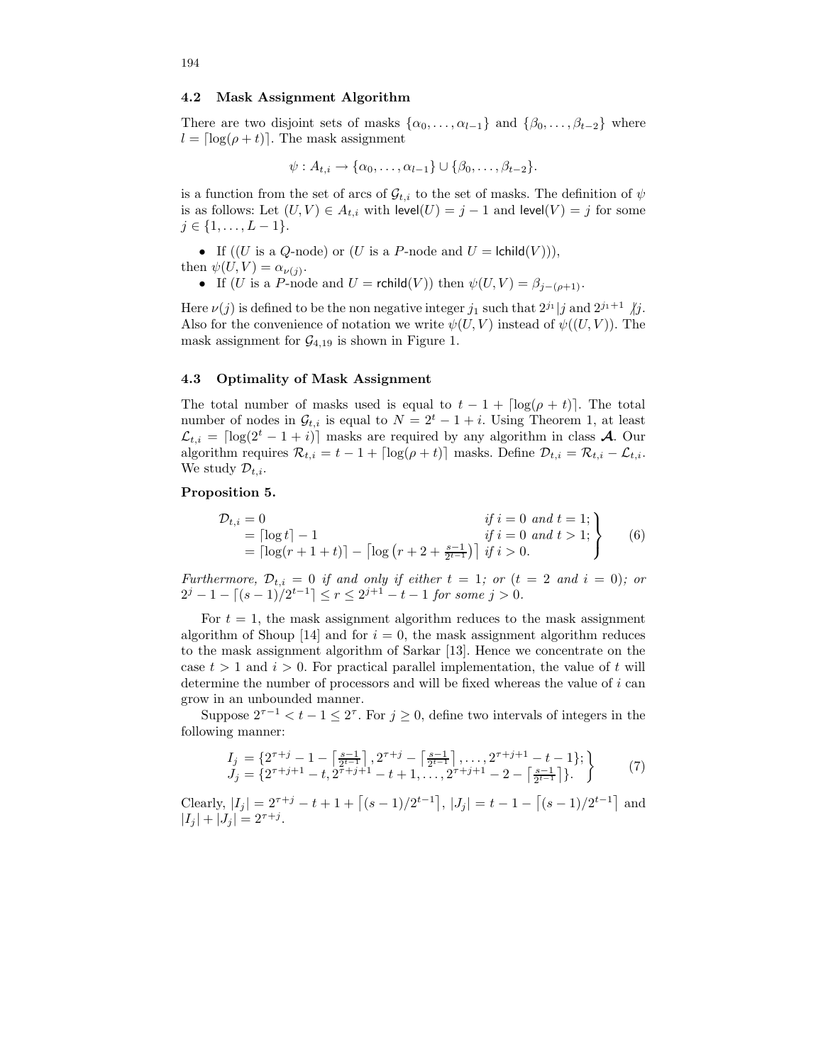### 4.2 Mask Assignment Algorithm

There are two disjoint sets of masks $\{\alpha_0, \ldots, \alpha_{l-1}\}$ and $\{\beta_0, \ldots, \beta_{t-2}\}$ where $l = \lceil \log(\rho + t) \rceil$. The mask assignment

$$\psi : A_{t,i} \rightarrow \{\alpha_0, \ldots, \alpha_{l-1}\} \cup \{\beta_0, \ldots, \beta_{t-2}\}.$$

is a function from the set of arcs of $\mathcal{G}_{t,i}$ to the set of masks. The definition of $\psi$ is as follows: Let $(U, V) \in A_{t,i}$ with $\mathsf{level}(U) = j - 1$ and $\mathsf{level}(V) = j$ for some $j \in \{1, \ldots, L-1\}$.

- If (($U$ is a $Q$-node) or ($U$ is a $P$-node and $U = \mathsf{lchild}(V)$)), then $\psi(U, V) = \alpha_{\nu(j)}$.
- If ($U$ is a $P$-node and $U = \mathsf{rchild}(V)$) then $\psi(U, V) = \beta_{j-(\rho+1)}$.

Here $\nu(j)$ is defined to be the non negative integer $j_1$ such that $2^{j_1} | j$ and $2^{j_1+1} \not| j$. Also for the convenience of notation we write $\psi(U, V)$ instead of $\psi((U, V))$. The mask assignment for $\mathcal{G}_{4,19}$ is shown in Figure 1.

### 4.3 Optimality of Mask Assignment

The total number of masks used is equal to $t - 1 + \lceil \log(\rho + t) \rceil$. The total number of nodes in $\mathcal{G}_{t,i}$ is equal to $N = 2^t - 1 + i$. Using Theorem 1, at least $\mathcal{L}_{t,i} = \lceil \log(2^t - 1 + i) \rceil$ masks are required by any algorithm in class $\boldsymbol{\mathcal{A}}$. Our algorithm requires $\mathcal{R}_{t,i} = t - 1 + \lceil \log(\rho + t) \rceil$ masks. Define $\mathcal{D}_{t,i} = \mathcal{R}_{t,i} - \mathcal{L}_{t,i}$. We study $\mathcal{D}_{t,i}$.

**Proposition 5.**

$$\left.\begin{array}{ll} \mathcal{D}_{t,i} = 0 & \textit{if } i = 0 \textit{ and } t = 1; \\ \quad = \lceil \log t \rceil - 1 & \textit{if } i = 0 \textit{ and } t > 1; \\ \quad = \lceil \log(r + 1 + t) \rceil - \left\lceil \log\left(r + 2 + \frac{s-1}{2^{t-1}}\right) \right\rceil & \textit{if } i > 0. \end{array}\right\} \quad (6)$$

*Furthermore, $\mathcal{D}_{t,i} = 0$ if and only if either $t = 1$; or ($t = 2$ and $i = 0$); or $2^j - 1 - \lceil (s-1)/2^{t-1} \rceil \leq r \leq 2^{j+1} - t - 1$ for some $j > 0$.*

For $t = 1$, the mask assignment algorithm reduces to the mask assignment algorithm of Shoup [14] and for $i = 0$, the mask assignment algorithm reduces to the mask assignment algorithm of Sarkar [13]. Hence we concentrate on the case $t > 1$ and $i > 0$. For practical parallel implementation, the value of $t$ will determine the number of processors and will be fixed whereas the value of $i$ can grow in an unbounded manner.

Suppose $2^{\tau-1} < t - 1 \leq 2^\tau$. For $j \geq 0$, define two intervals of integers in the following manner:

$$\left.\begin{array}{l} I_j = \{2^{\tau+j} - 1 - \left\lceil \frac{s-1}{2^{t-1}} \right\rceil, 2^{\tau+j} - \left\lceil \frac{s-1}{2^{t-1}} \right\rceil, \ldots, 2^{\tau+j+1} - t - 1\}; \\ J_j = \{2^{\tau+j+1} - t, 2^{\tau+j+1} - t + 1, \ldots, 2^{\tau+j+1} - 2 - \left\lceil \frac{s-1}{2^{t-1}} \right\rceil\}. \end{array}\right\} \quad (7)$$

Clearly, $|I_j| = 2^{\tau+j} - t + 1 + \lceil (s-1)/2^{t-1} \rceil$, $|J_j| = t - 1 - \lceil (s-1)/2^{t-1} \rceil$ and $|I_j| + |J_j| = 2^{\tau+j}$.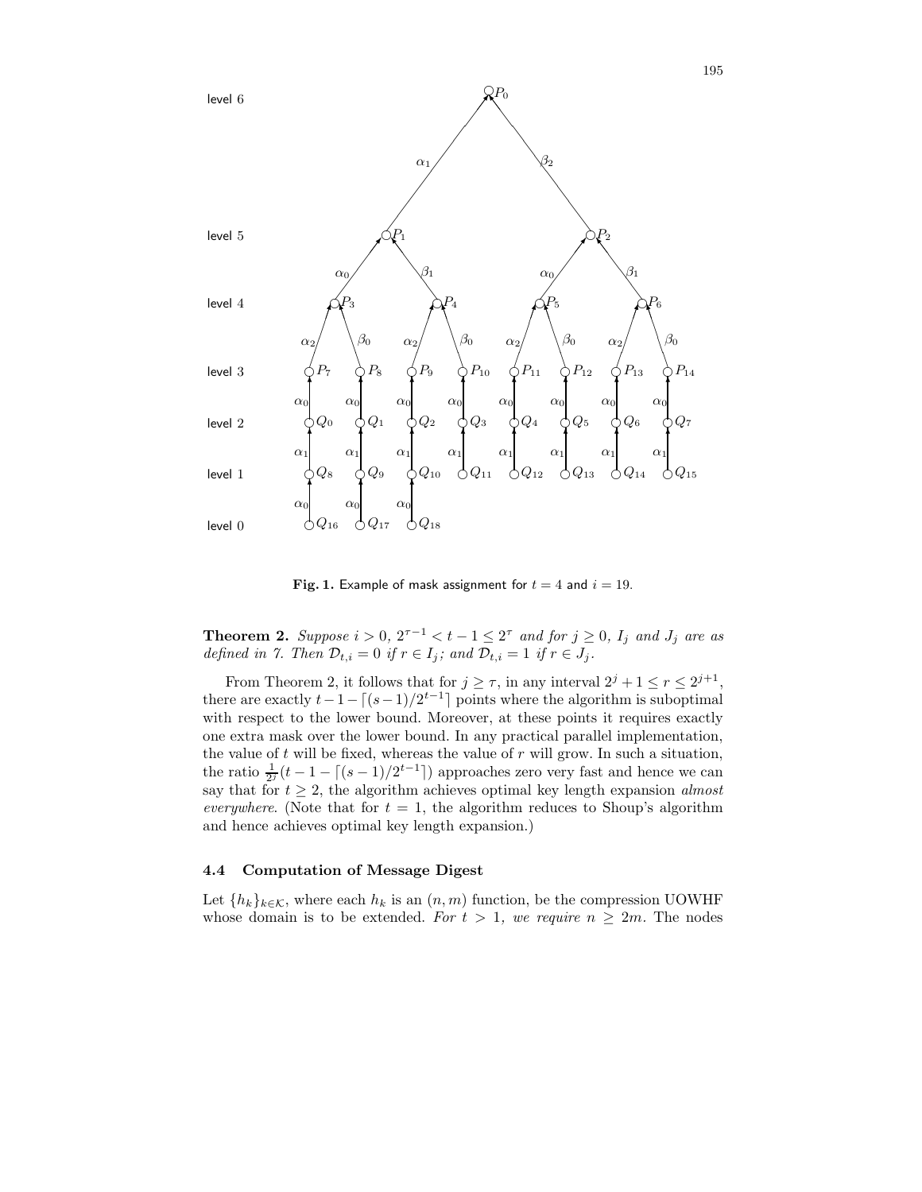**Fig. 1.** Example of mask assignment for $t = 4$ and $i = 19$.

**Theorem 2.** *Suppose $i > 0$, $2^{\tau-1} < t - 1 \leq 2^{\tau}$ and for $j \geq 0$, $I_j$ and $J_j$ are as defined in 7. Then $\mathcal{D}_{t,i} = 0$ if $r \in I_j$; and $\mathcal{D}_{t,i} = 1$ if $r \in J_j$.*

From Theorem 2, it follows that for $j \geq \tau$, in any interval $2^j + 1 \leq r \leq 2^{j+1}$, there are exactly $t - 1 - \lceil (s-1)/2^{t-1} \rceil$ points where the algorithm is suboptimal with respect to the lower bound. Moreover, at these points it requires exactly one extra mask over the lower bound. In any practical parallel implementation, the value of $t$ will be fixed, whereas the value of $r$ will grow. In such a situation, the ratio $\frac{1}{2^j}(t - 1 - \lceil (s-1)/2^{t-1} \rceil)$ approaches zero very fast and hence we can say that for $t \geq 2$, the algorithm achieves optimal key length expansion *almost everywhere*. (Note that for $t = 1$, the algorithm reduces to Shoup's algorithm and hence achieves optimal key length expansion.)

### 4.4 Computation of Message Digest

Let $\{h_k\}_{k \in \mathcal{K}}$, where each $h_k$ is an $(n, m)$ function, be the compression UOWHF whose domain is to be extended. *For $t > 1$, we require $n \geq 2m$.* The nodes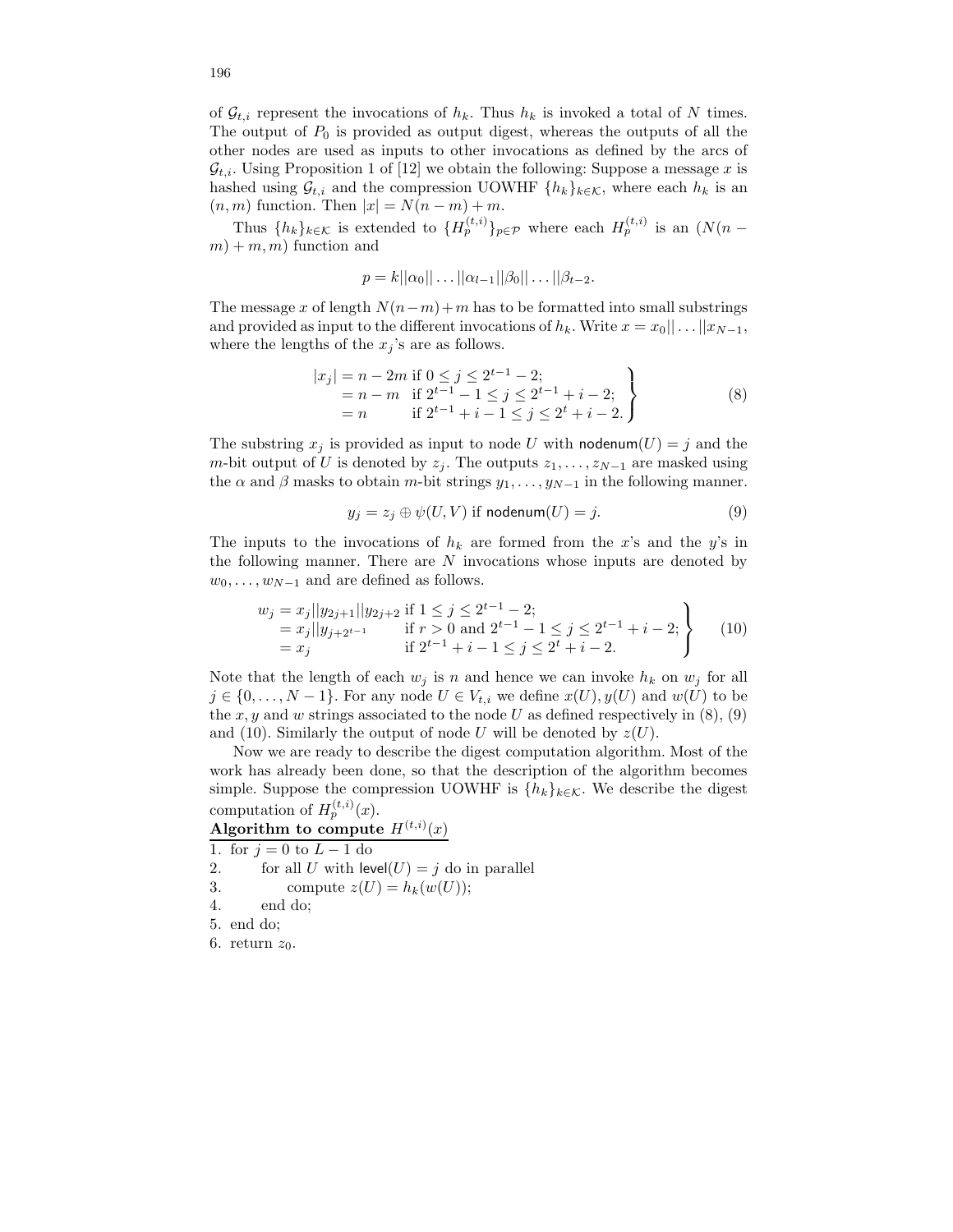of $\mathcal{G}_{t,i}$ represent the invocations of $h_k$. Thus $h_k$ is invoked a total of $N$ times. The output of $P_0$ is provided as output digest, whereas the outputs of all the other nodes are used as inputs to other invocations as defined by the arcs of $\mathcal{G}_{t,i}$. Using Proposition 1 of [12] we obtain the following: Suppose a message $x$ is hashed using $\mathcal{G}_{t,i}$ and the compression UOWHF $\{h_k\}_{k\in\mathcal{K}}$, where each $h_k$ is an $(n, m)$ function. Then $|x| = N(n-m) + m$.

Thus $\{h_k\}_{k\in\mathcal{K}}$ is extended to $\{H_p^{(t,i)}\}_{p\in\mathcal{P}}$ where each $H_p^{(t,i)}$ is an $(N(n-m)+m, m)$ function and

$$p = k||\alpha_0||\ldots||\alpha_{l-1}||\beta_0||\ldots||\beta_{t-2}.$$

The message $x$ of length $N(n-m)+m$ has to be formatted into small substrings and provided as input to the different invocations of $h_k$. Write $x = x_0||\ldots||x_{N-1}$, where the lengths of the $x_j$'s are as follows.

$$\left.\begin{aligned} |x_j| &= n-2m \text{ if } 0 \le j \le 2^{t-1}-2;\\ &= n-m \;\;\text{ if } 2^{t-1}-1 \le j \le 2^{t-1}+i-2;\\ &= n \qquad\;\; \text{ if } 2^{t-1}+i-1 \le j \le 2^{t}+i-2. \end{aligned}\right\} \tag{8}$$

The substring $x_j$ is provided as input to node $U$ with $\mathsf{nodenum}(U) = j$ and the $m$-bit output of $U$ is denoted by $z_j$. The outputs $z_1, \ldots, z_{N-1}$ are masked using the $\alpha$ and $\beta$ masks to obtain $m$-bit strings $y_1, \ldots, y_{N-1}$ in the following manner.

$$y_j = z_j \oplus \psi(U, V) \text{ if } \mathsf{nodenum}(U) = j. \tag{9}$$

The inputs to the invocations of $h_k$ are formed from the $x$'s and the $y$'s in the following manner. There are $N$ invocations whose inputs are denoted by $w_0, \ldots, w_{N-1}$ and are defined as follows.

$$\left.\begin{aligned} w_j &= x_j||y_{2j+1}||y_{2j+2} \text{ if } 1 \le j \le 2^{t-1}-2;\\ &= x_j||y_{j+2^{t-1}} \qquad \text{if } r>0 \text{ and } 2^{t-1}-1 \le j \le 2^{t-1}+i-2;\\ &= x_j \qquad\qquad\quad\;\; \text{if } 2^{t-1}+i-1 \le j \le 2^{t}+i-2. \end{aligned}\right\} \tag{10}$$

Note that the length of each $w_j$ is $n$ and hence we can invoke $h_k$ on $w_j$ for all $j \in \{0, \ldots, N-1\}$. For any node $U \in V_{t,i}$ we define $x(U), y(U)$ and $w(U)$ to be the $x, y$ and $w$ strings associated to the node $U$ as defined respectively in (8), (9) and (10). Similarly the output of node $U$ will be denoted by $z(U)$.

Now we are ready to describe the digest computation algorithm. Most of the work has already been done, so that the description of the algorithm becomes simple. Suppose the compression UOWHF is $\{h_k\}_{k\in\mathcal{K}}$. We describe the digest computation of $H_p^{(t,i)}(x)$.

**Algorithm to compute $H^{(t,i)}(x)$**

```
1. for j = 0 to L − 1 do
2.     for all U with level(U) = j do in parallel
3.         compute z(U) = h_k(w(U));
4.     end do;
5. end do;
6. return z_0.
```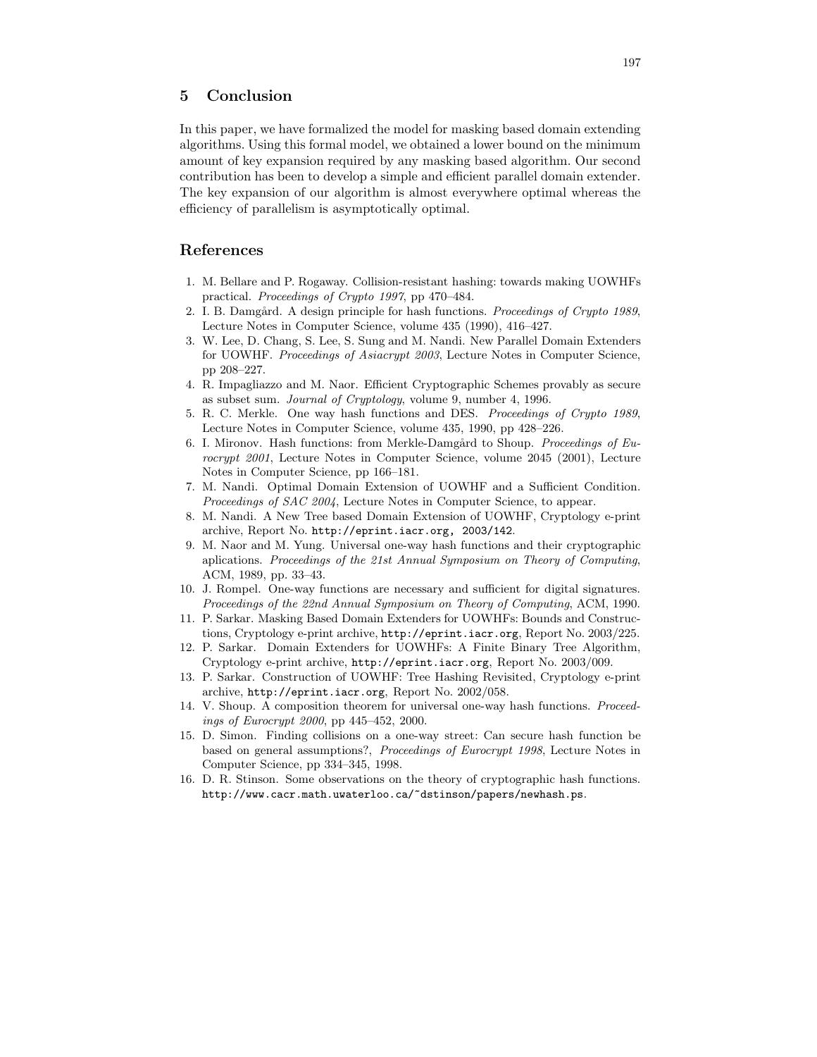## 5 Conclusion

In this paper, we have formalized the model for masking based domain extending algorithms. Using this formal model, we obtained a lower bound on the minimum amount of key expansion required by any masking based algorithm. Our second contribution has been to develop a simple and efficient parallel domain extender. The key expansion of our algorithm is almost everywhere optimal whereas the efficiency of parallelism is asymptotically optimal.

## References

1. M. Bellare and P. Rogaway. Collision-resistant hashing: towards making UOWHFs practical. *Proceedings of Crypto 1997*, pp 470–484.
2. I. B. Damgård. A design principle for hash functions. *Proceedings of Crypto 1989*, Lecture Notes in Computer Science, volume 435 (1990), 416–427.
3. W. Lee, D. Chang, S. Lee, S. Sung and M. Nandi. New Parallel Domain Extenders for UOWHF. *Proceedings of Asiacrypt 2003*, Lecture Notes in Computer Science, pp 208–227.
4. R. Impagliazzo and M. Naor. Efficient Cryptographic Schemes provably as secure as subset sum. *Journal of Cryptology*, volume 9, number 4, 1996.
5. R. C. Merkle. One way hash functions and DES. *Proceedings of Crypto 1989*, Lecture Notes in Computer Science, volume 435, 1990, pp 428–226.
6. I. Mironov. Hash functions: from Merkle-Damgård to Shoup. *Proceedings of Eurocrypt 2001*, Lecture Notes in Computer Science, volume 2045 (2001), Lecture Notes in Computer Science, pp 166–181.
7. M. Nandi. Optimal Domain Extension of UOWHF and a Sufficient Condition. *Proceedings of SAC 2004*, Lecture Notes in Computer Science, to appear.
8. M. Nandi. A New Tree based Domain Extension of UOWHF, Cryptology e-print archive, Report No. `http://eprint.iacr.org, 2003/142`.
9. M. Naor and M. Yung. Universal one-way hash functions and their cryptographic aplications. *Proceedings of the 21st Annual Symposium on Theory of Computing*, ACM, 1989, pp. 33–43.
10. J. Rompel. One-way functions are necessary and sufficient for digital signatures. *Proceedings of the 22nd Annual Symposium on Theory of Computing*, ACM, 1990.
11. P. Sarkar. Masking Based Domain Extenders for UOWHFs: Bounds and Constructions, Cryptology e-print archive, `http://eprint.iacr.org`, Report No. 2003/225.
12. P. Sarkar. Domain Extenders for UOWHFs: A Finite Binary Tree Algorithm, Cryptology e-print archive, `http://eprint.iacr.org`, Report No. 2003/009.
13. P. Sarkar. Construction of UOWHF: Tree Hashing Revisited, Cryptology e-print archive, `http://eprint.iacr.org`, Report No. 2002/058.
14. V. Shoup. A composition theorem for universal one-way hash functions. *Proceedings of Eurocrypt 2000*, pp 445–452, 2000.
15. D. Simon. Finding collisions on a one-way street: Can secure hash function be based on general assumptions?, *Proceedings of Eurocrypt 1998*, Lecture Notes in Computer Science, pp 334–345, 1998.
16. D. R. Stinson. Some observations on the theory of cryptographic hash functions. `http://www.cacr.math.uwaterloo.ca/~dstinson/papers/newhash.ps`.